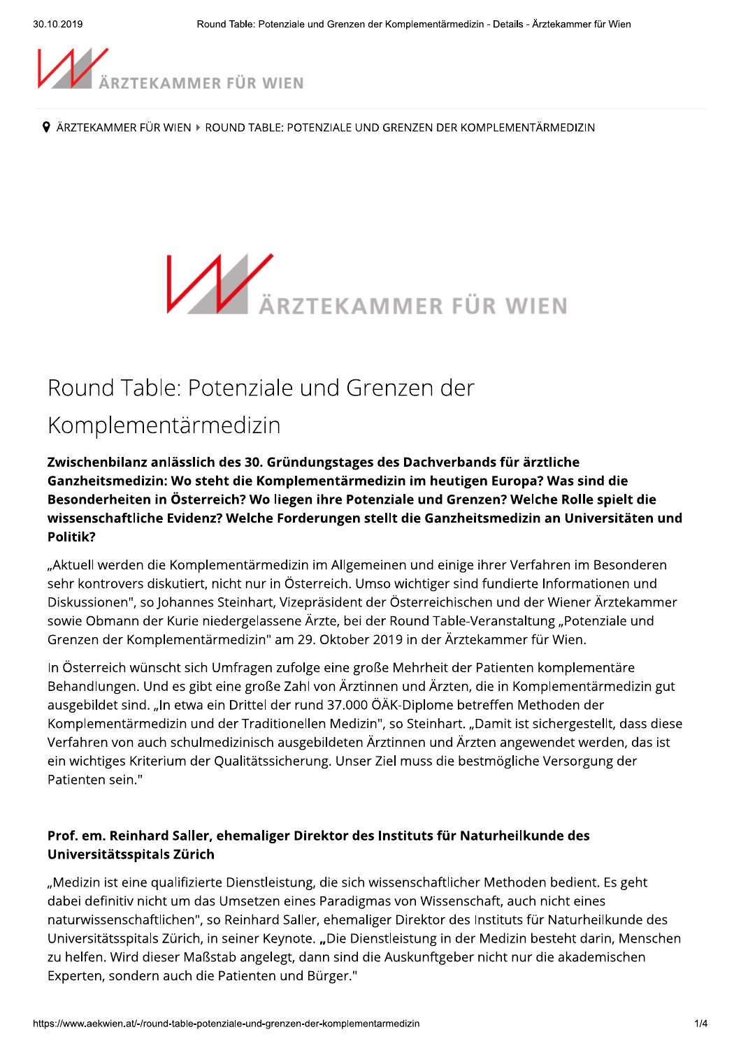ÄRZTEKAMMER FÜR WIEN ▸ ROUND TABLE: POTENZIALE UND GRENZEN DER KOMPLEMENTÄRMEDIZIN

# Round Table: Potenziale und Grenzen der Komplementärmedizin

**Zwischenbilanz anlässlich des 30. Gründungstages des Dachverbands für ärztliche Ganzheitsmedizin: Wo steht die Komplementärmedizin im heutigen Europa? Was sind die Besonderheiten in Österreich? Wo liegen ihre Potenziale und Grenzen? Welche Rolle spielt die wissenschaftliche Evidenz? Welche Forderungen stellt die Ganzheitsmedizin an Universitäten und Politik?**

„Aktuell werden die Komplementärmedizin im Allgemeinen und einige ihrer Verfahren im Besonderen sehr kontrovers diskutiert, nicht nur in Österreich. Umso wichtiger sind fundierte Informationen und Diskussionen", so Johannes Steinhart, Vizepräsident der Österreichischen und der Wiener Ärztekammer sowie Obmann der Kurie niedergelassene Ärzte, bei der Round Table-Veranstaltung „Potenziale und Grenzen der Komplementärmedizin" am 29. Oktober 2019 in der Ärztekammer für Wien.

In Österreich wünscht sich Umfragen zufolge eine große Mehrheit der Patienten komplementäre Behandlungen. Und es gibt eine große Zahl von Ärztinnen und Ärzten, die in Komplementärmedizin gut ausgebildet sind. „In etwa ein Drittel der rund 37.000 ÖÄK-Diplome betreffen Methoden der Komplementärmedizin und der Traditionellen Medizin", so Steinhart. „Damit ist sichergestellt, dass diese Verfahren von auch schulmedizinisch ausgebildeten Ärztinnen und Ärzten angewendet werden, das ist ein wichtiges Kriterium der Qualitätssicherung. Unser Ziel muss die bestmögliche Versorgung der Patienten sein."

### Prof. em. Reinhard Saller, ehemaliger Direktor des Instituts für Naturheilkunde des Universitätsspitals Zürich

„Medizin ist eine qualifizierte Dienstleistung, die sich wissenschaftlicher Methoden bedient. Es geht dabei definitiv nicht um das Umsetzen eines Paradigmas von Wissenschaft, auch nicht eines naturwissenschaftlichen", so Reinhard Saller, ehemaliger Direktor des Instituts für Naturheilkunde des Universitätsspitals Zürich, in seiner Keynote. „Die Dienstleistung in der Medizin besteht darin, Menschen zu helfen. Wird dieser Maßstab angelegt, dann sind die Auskunftgeber nicht nur die akademischen Experten, sondern auch die Patienten und Bürger."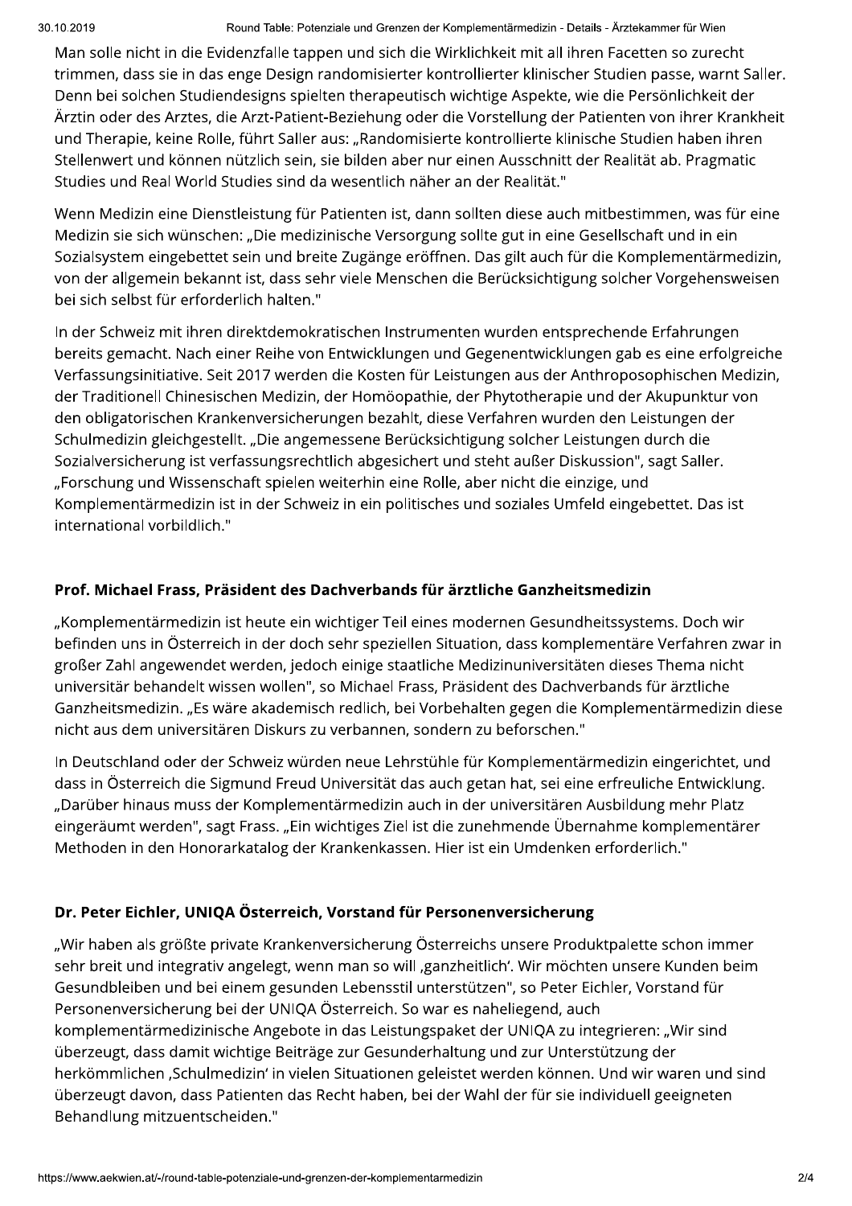Man solle nicht in die Evidenzfalle tappen und sich die Wirklichkeit mit all ihren Facetten so zurecht trimmen, dass sie in das enge Design randomisierter kontrollierter klinischer Studien passe, warnt Saller. Denn bei solchen Studiendesigns spielten therapeutisch wichtige Aspekte, wie die Persönlichkeit der Ärztin oder des Arztes, die Arzt-Patient-Beziehung oder die Vorstellung der Patienten von ihrer Krankheit und Therapie, keine Rolle, führt Saller aus: „Randomisierte kontrollierte klinische Studien haben ihren Stellenwert und können nützlich sein, sie bilden aber nur einen Ausschnitt der Realität ab. Pragmatic Studies und Real World Studies sind da wesentlich näher an der Realität."

Wenn Medizin eine Dienstleistung für Patienten ist, dann sollten diese auch mitbestimmen, was für eine Medizin sie sich wünschen: „Die medizinische Versorgung sollte gut in eine Gesellschaft und in ein Sozialsystem eingebettet sein und breite Zugänge eröffnen. Das gilt auch für die Komplementärmedizin, von der allgemein bekannt ist, dass sehr viele Menschen die Berücksichtigung solcher Vorgehensweisen bei sich selbst für erforderlich halten."

In der Schweiz mit ihren direktdemokratischen Instrumenten wurden entsprechende Erfahrungen bereits gemacht. Nach einer Reihe von Entwicklungen und Gegenentwicklungen gab es eine erfolgreiche Verfassungsinitiative. Seit 2017 werden die Kosten für Leistungen aus der Anthroposophischen Medizin, der Traditionell Chinesischen Medizin, der Homöopathie, der Phytotherapie und der Akupunktur von den obligatorischen Krankenversicherungen bezahlt, diese Verfahren wurden den Leistungen der Schulmedizin gleichgestellt. „Die angemessene Berücksichtigung solcher Leistungen durch die Sozialversicherung ist verfassungsrechtlich abgesichert und steht außer Diskussion", sagt Saller. „Forschung und Wissenschaft spielen weiterhin eine Rolle, aber nicht die einzige, und Komplementärmedizin ist in der Schweiz in ein politisches und soziales Umfeld eingebettet. Das ist international vorbildlich."

### Prof. Michael Frass, Präsident des Dachverbands für ärztliche Ganzheitsmedizin

„Komplementärmedizin ist heute ein wichtiger Teil eines modernen Gesundheitssystems. Doch wir befinden uns in Österreich in der doch sehr speziellen Situation, dass komplementäre Verfahren zwar in großer Zahl angewendet werden, jedoch einige staatliche Medizinuniversitäten dieses Thema nicht universitär behandelt wissen wollen", so Michael Frass, Präsident des Dachverbands für ärztliche Ganzheitsmedizin. „Es wäre akademisch redlich, bei Vorbehalten gegen die Komplementärmedizin diese nicht aus dem universitären Diskurs zu verbannen, sondern zu beforschen."

In Deutschland oder der Schweiz würden neue Lehrstühle für Komplementärmedizin eingerichtet, und dass in Österreich die Sigmund Freud Universität das auch getan hat, sei eine erfreuliche Entwicklung. „Darüber hinaus muss der Komplementärmedizin auch in der universitären Ausbildung mehr Platz eingeräumt werden", sagt Frass. „Ein wichtiges Ziel ist die zunehmende Übernahme komplementärer Methoden in den Honorarkatalog der Krankenkassen. Hier ist ein Umdenken erforderlich."

### Dr. Peter Eichler, UNIQA Österreich, Vorstand für Personenversicherung

„Wir haben als größte private Krankenversicherung Österreichs unsere Produktpalette schon immer sehr breit und integrativ angelegt, wenn man so will ‚ganzheitlich'. Wir möchten unsere Kunden beim Gesundbleiben und bei einem gesunden Lebensstil unterstützen", so Peter Eichler, Vorstand für Personenversicherung bei der UNIQA Österreich. So war es naheliegend, auch komplementärmedizinische Angebote in das Leistungspaket der UNIQA zu integrieren: „Wir sind überzeugt, dass damit wichtige Beiträge zur Gesunderhaltung und zur Unterstützung der herkömmlichen ‚Schulmedizin' in vielen Situationen geleistet werden können. Und wir waren und sind überzeugt davon, dass Patienten das Recht haben, bei der Wahl der für sie individuell geeigneten Behandlung mitzuentscheiden."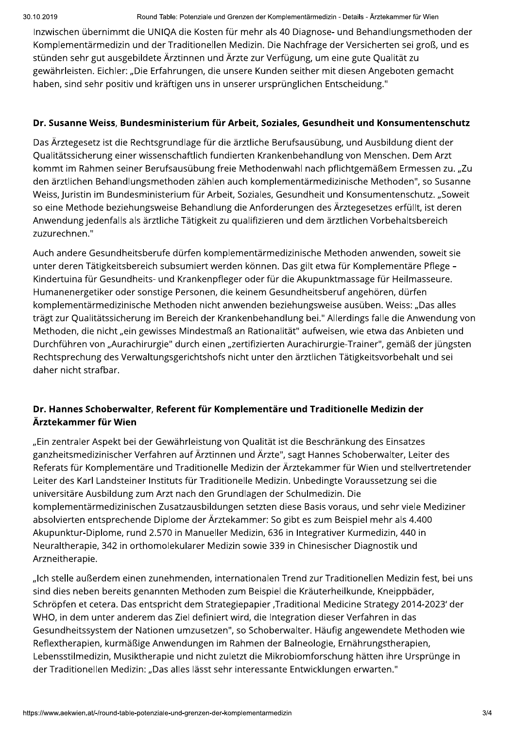Inzwischen übernimmt die UNIQA die Kosten für mehr als 40 Diagnose- und Behandlungsmethoden der Komplementärmedizin und der Traditionellen Medizin. Die Nachfrage der Versicherten sei groß, und es stünden sehr gut ausgebildete Ärztinnen und Ärzte zur Verfügung, um eine gute Qualität zu gewährleisten. Eichler: „Die Erfahrungen, die unsere Kunden seither mit diesen Angeboten gemacht haben, sind sehr positiv und kräftigen uns in unserer ursprünglichen Entscheidung."

### Dr. Susanne Weiss, Bundesministerium für Arbeit, Soziales, Gesundheit und Konsumentenschutz

Das Ärztegesetz ist die Rechtsgrundlage für die ärztliche Berufsausübung, und Ausbildung dient der Qualitätssicherung einer wissenschaftlich fundierten Krankenbehandlung von Menschen. Dem Arzt kommt im Rahmen seiner Berufsausübung freie Methodenwahl nach pflichtgemäßem Ermessen zu. „Zu den ärztlichen Behandlungsmethoden zählen auch komplementärmedizinische Methoden", so Susanne Weiss, Juristin im Bundesministerium für Arbeit, Soziales, Gesundheit und Konsumentenschutz. „Soweit so eine Methode beziehungsweise Behandlung die Anforderungen des Ärztegesetzes erfüllt, ist deren Anwendung jedenfalls als ärztliche Tätigkeit zu qualifizieren und dem ärztlichen Vorbehaltsbereich zuzurechnen."

Auch andere Gesundheitsberufe dürfen komplementärmedizinische Methoden anwenden, soweit sie unter deren Tätigkeitsbereich subsumiert werden können. Das gilt etwa für Komplementäre Pflege – Kindertuina für Gesundheits- und Krankenpfleger oder für die Akupunktmassage für Heilmasseure. Humanenergetiker oder sonstige Personen, die keinem Gesundheitsberuf angehören, dürfen komplementärmedizinische Methoden nicht anwenden beziehungsweise ausüben. Weiss: „Das alles trägt zur Qualitätssicherung im Bereich der Krankenbehandlung bei." Allerdings falle die Anwendung von Methoden, die nicht „ein gewisses Mindestmaß an Rationalität" aufweisen, wie etwa das Anbieten und Durchführen von „Aurachirurgie" durch einen „zertifizierten Aurachirurgie-Trainer", gemäß der jüngsten Rechtsprechung des Verwaltungsgerichtshofs nicht unter den ärztlichen Tätigkeitsvorbehalt und sei daher nicht strafbar.

### Dr. Hannes Schoberwalter, Referent für Komplementäre und Traditionelle Medizin der Ärztekammer für Wien

„Ein zentraler Aspekt bei der Gewährleistung von Qualität ist die Beschränkung des Einsatzes ganzheitsmedizinischer Verfahren auf Ärztinnen und Ärzte", sagt Hannes Schoberwalter, Leiter des Referats für Komplementäre und Traditionelle Medizin der Ärztekammer für Wien und stellvertretender Leiter des Karl Landsteiner Instituts für Traditionelle Medizin. Unbedingte Voraussetzung sei die universitäre Ausbildung zum Arzt nach den Grundlagen der Schulmedizin. Die komplementärmedizinischen Zusatzausbildungen setzten diese Basis voraus, und sehr viele Mediziner absolvierten entsprechende Diplome der Ärztekammer: So gibt es zum Beispiel mehr als 4.400 Akupunktur-Diplome, rund 2.570 in Manueller Medizin, 636 in Integrativer Kurmedizin, 440 in Neuraltherapie, 342 in orthomolekularer Medizin sowie 339 in Chinesischer Diagnostik und Arzneitherapie.

„Ich stelle außerdem einen zunehmenden, internationalen Trend zur Traditionellen Medizin fest, bei uns sind dies neben bereits genannten Methoden zum Beispiel die Kräuterheilkunde, Kneippbäder, Schröpfen et cetera. Das entspricht dem Strategiepapier ‚Traditional Medicine Strategy 2014-2023' der WHO, in dem unter anderem das Ziel definiert wird, die Integration dieser Verfahren in das Gesundheitssystem der Nationen umzusetzen", so Schoberwalter. Häufig angewendete Methoden wie Reflextherapien, kurmäßige Anwendungen im Rahmen der Balneologie, Ernährungstherapien, Lebensstilmedizin, Musiktherapie und nicht zuletzt die Mikrobiomforschung hätten ihre Ursprünge in der Traditionellen Medizin: „Das alles lässt sehr interessante Entwicklungen erwarten."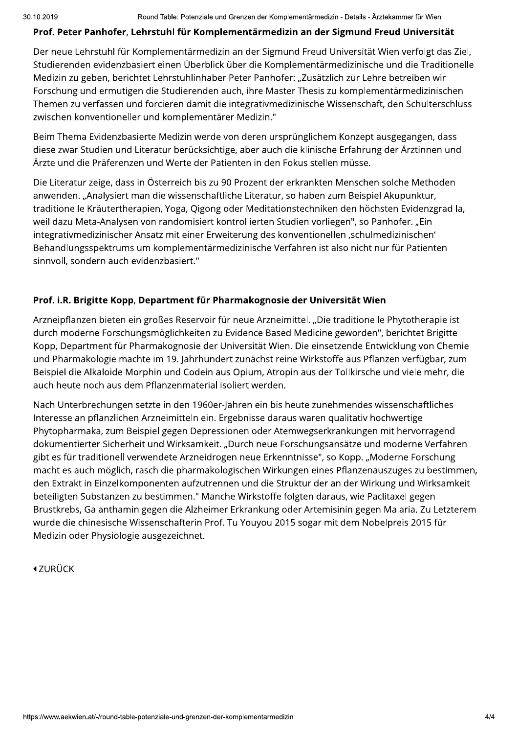**Prof. Peter Panhofer, Lehrstuhl für Komplementärmedizin an der Sigmund Freud Universität**

Der neue Lehrstuhl für Komplementärmedizin an der Sigmund Freud Universität Wien verfolgt das Ziel, Studierenden evidenzbasiert einen Überblick über die Komplementärmedizinische und die Traditionelle Medizin zu geben, berichtet Lehrstuhlinhaber Peter Panhofer: „Zusätzlich zur Lehre betreiben wir Forschung und ermutigen die Studierenden auch, ihre Master Thesis zu komplementärmedizinischen Themen zu verfassen und forcieren damit die integrativmedizinische Wissenschaft, den Schulterschluss zwischen konventioneller und komplementärer Medizin."

Beim Thema Evidenzbasierte Medizin werde von deren ursprünglichem Konzept ausgegangen, dass diese zwar Studien und Literatur berücksichtige, aber auch die klinische Erfahrung der Ärztinnen und Ärzte und die Präferenzen und Werte der Patienten in den Fokus stellen müsse.

Die Literatur zeige, dass in Österreich bis zu 90 Prozent der erkrankten Menschen solche Methoden anwenden. „Analysiert man die wissenschaftliche Literatur, so haben zum Beispiel Akupunktur, traditionelle Kräutertherapien, Yoga, Qigong oder Meditationstechniken den höchsten Evidenzgrad Ia, weil dazu Meta-Analysen von randomisiert kontrollierten Studien vorliegen", so Panhofer. „Ein integrativmedizinischer Ansatz mit einer Erweiterung des konventionellen ‚schulmedizinischen' Behandlungsspektrums um komplementärmedizinische Verfahren ist also nicht nur für Patienten sinnvoll, sondern auch evidenzbasiert."

**Prof. i.R. Brigitte Kopp, Department für Pharmakognosie der Universität Wien**

Arzneipflanzen bieten ein großes Reservoir für neue Arzneimittel. „Die traditionelle Phytotherapie ist durch moderne Forschungsmöglichkeiten zu Evidence Based Medicine geworden", berichtet Brigitte Kopp, Department für Pharmakognosie der Universität Wien. Die einsetzende Entwicklung von Chemie und Pharmakologie machte im 19. Jahrhundert zunächst reine Wirkstoffe aus Pflanzen verfügbar, zum Beispiel die Alkaloide Morphin und Codein aus Opium, Atropin aus der Tollkirsche und viele mehr, die auch heute noch aus dem Pflanzenmaterial isoliert werden.

Nach Unterbrechungen setzte in den 1960er-Jahren ein bis heute zunehmendes wissenschaftliches Interesse an pflanzlichen Arzneimitteln ein. Ergebnisse daraus waren qualitativ hochwertige Phytopharmaka, zum Beispiel gegen Depressionen oder Atemwegserkrankungen mit hervorragend dokumentierter Sicherheit und Wirksamkeit. „Durch neue Forschungsansätze und moderne Verfahren gibt es für traditionell verwendete Arzneidrogen neue Erkenntnisse", so Kopp. „Moderne Forschung macht es auch möglich, rasch die pharmakologischen Wirkungen eines Pflanzenauszuges zu bestimmen, den Extrakt in Einzelkomponenten aufzutrennen und die Struktur der an der Wirkung und Wirksamkeit beteiligten Substanzen zu bestimmen." Manche Wirkstoffe folgten daraus, wie Paclitaxel gegen Brustkrebs, Galanthamin gegen die Alzheimer Erkrankung oder Artemisinin gegen Malaria. Zu Letzterem wurde die chinesische Wissenschafterin Prof. Tu Youyou 2015 sogar mit dem Nobelpreis 2015 für Medizin oder Physiologie ausgezeichnet.

◂ZURÜCK